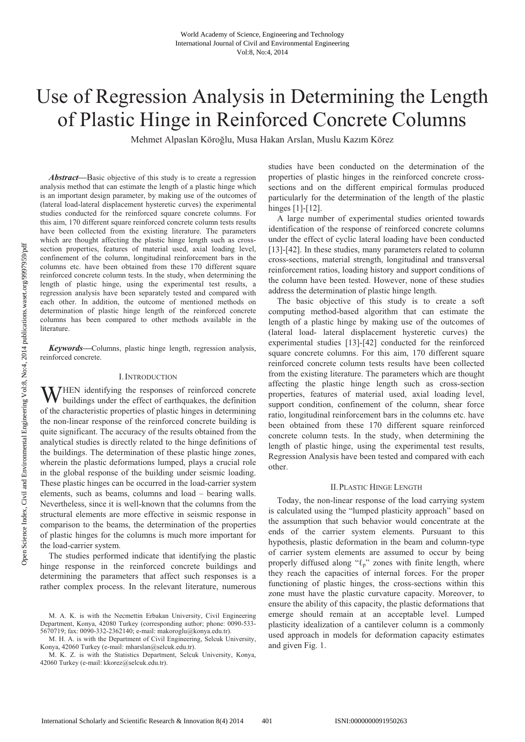# Use of Regression Analysis in Determining the Length of Plastic Hinge in Reinforced Concrete Columns

Mehmet Alpaslan Köroğlu, Musa Hakan Arslan, Muslu Kazım Körez

***Abstract*—**Basic objective of this study is to create a regression analysis method that can estimate the length of a plastic hinge which is an important design parameter, by making use of the outcomes of (lateral load-lateral displacement hysteretic curves) the experimental studies conducted for the reinforced square concrete columns. For this aim, 170 different square reinforced concrete column tests results have been collected from the existing literature. The parameters which are thought affecting the plastic hinge length such as cross-section properties, features of material used, axial loading level, confinement of the column, longitudinal reinforcement bars in the columns etc. have been obtained from these 170 different square reinforced concrete column tests. In the study, when determining the length of plastic hinge, using the experimental test results, a regression analysis have been separately tested and compared with each other. In addition, the outcome of mentioned methods on determination of plastic hinge length of the reinforced concrete columns has been compared to other methods available in the literature.

***Keywords*—**Columns, plastic hinge length, regression analysis, reinforced concrete.

## I. Introduction

When identifying the responses of reinforced concrete buildings under the effect of earthquakes, the definition of the characteristic properties of plastic hinges in determining the non-linear response of the reinforced concrete building is quite significant. The accuracy of the results obtained from the analytical studies is directly related to the hinge definitions of the buildings. The determination of these plastic hinge zones, wherein the plastic deformations lumped, plays a crucial role in the global response of the building under seismic loading. These plastic hinges can be occurred in the load-carrier system elements, such as beams, columns and load – bearing walls. Nevertheless, since it is well-known that the columns from the structural elements are more effective in seismic response in comparison to the beams, the determination of the properties of plastic hinges for the columns is much more important for the load-carrier system.

The studies performed indicate that identifying the plastic hinge response in the reinforced concrete buildings and determining the parameters that affect such responses is a rather complex process. In the relevant literature, numerous studies have been conducted on the determination of the properties of plastic hinges in the reinforced concrete cross-sections and on the different empirical formulas produced particularly for the determination of the length of the plastic hinges [1]-[12].

A large number of experimental studies oriented towards identification of the response of reinforced concrete columns under the effect of cyclic lateral loading have been conducted [13]-[42]. In these studies, many parameters related to column cross-sections, material strength, longitudinal and transversal reinforcement ratios, loading history and support conditions of the column have been tested. However, none of these studies address the determination of plastic hinge length.

The basic objective of this study is to create a soft computing method-based algorithm that can estimate the length of a plastic hinge by making use of the outcomes of (lateral load- lateral displacement hysteretic curves) the experimental studies [13]-[42] conducted for the reinforced square concrete columns. For this aim, 170 different square reinforced concrete column tests results have been collected from the existing literature. The parameters which are thought affecting the plastic hinge length such as cross-section properties, features of material used, axial loading level, support condition, confinement of the column, shear force ratio, longitudinal reinforcement bars in the columns etc. have been obtained from these 170 different square reinforced concrete column tests. In the study, when determining the length of plastic hinge, using the experimental test results, Regression Analysis have been tested and compared with each other.

## II. Plastic Hinge Length

Today, the non-linear response of the load carrying system is calculated using the "lumped plasticity approach" based on the assumption that such behavior would concentrate at the ends of the carrier system elements. Pursuant to this hypothesis, plastic deformation in the beam and column-type of carrier system elements are assumed to occur by being properly diffused along "$\ell_p$" zones with finite length, where they reach the capacities of internal forces. For the proper functioning of plastic hinges, the cross-sections within this zone must have the plastic curvature capacity. Moreover, to ensure the ability of this capacity, the plastic deformations that emerge should remain at an acceptable level. Lumped plasticity idealization of a cantilever column is a commonly used approach in models for deformation capacity estimates and given Fig. 1.

M. A. K. is with the Necmettin Erbakan University, Civil Engineering Department, Konya, 42080 Turkey (corresponding author; phone: 0090-533-5670719; fax: 0090-332-2362140; e-mail: makoroglu@konya.edu.tr).

M. H. A. is with the Department of Civil Engineering, Selcuk University, Konya, 42060 Turkey (e-mail: mharslan@selcuk.edu.tr).

M. K. Z. is with the Statistics Department, Selcuk University, Konya, 42060 Turkey (e-mail: kkorez@selcuk.edu.tr).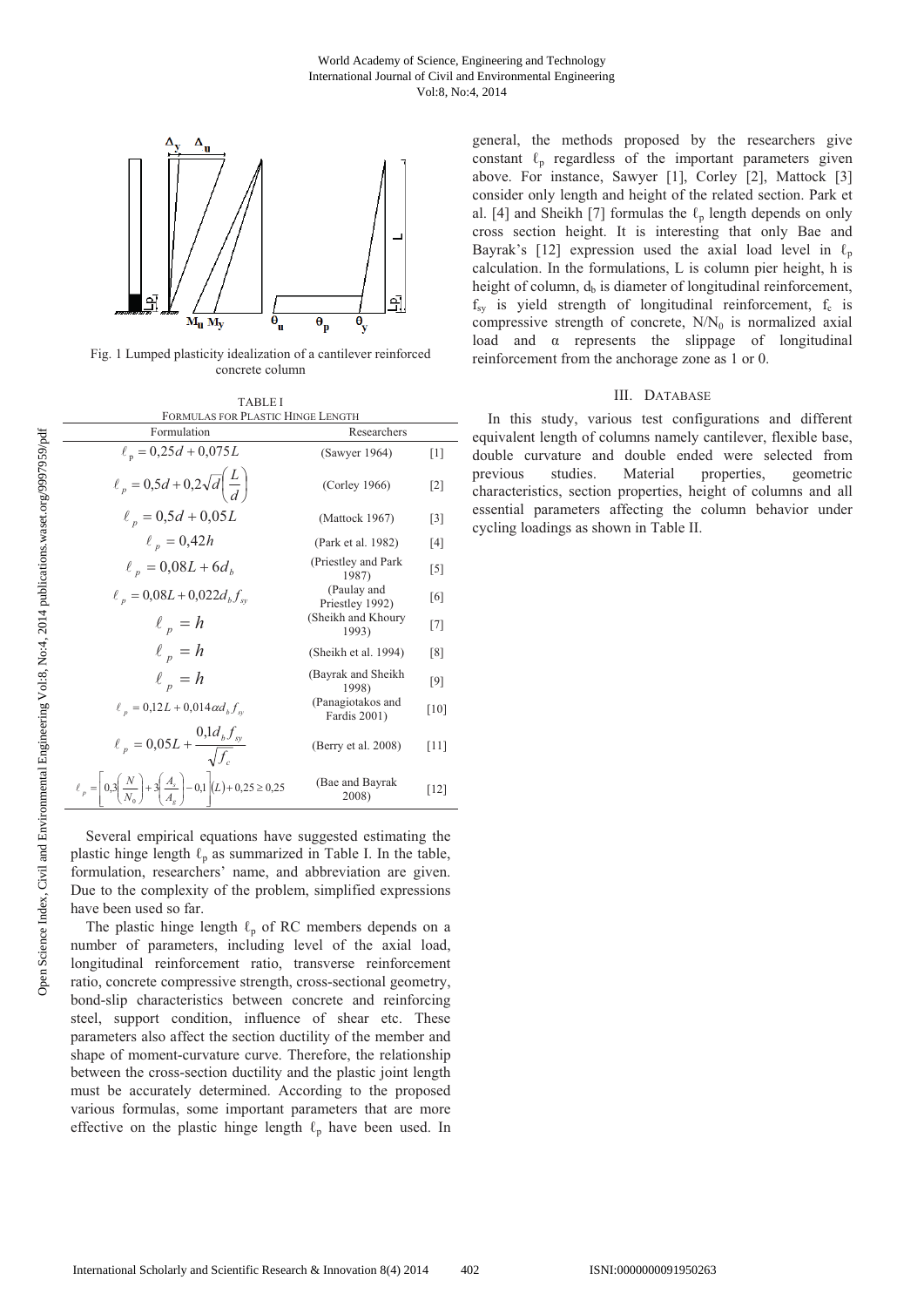Fig. 1 Lumped plasticity idealization of a cantilever reinforced concrete column

TABLE I
FORMULAS FOR PLASTIC HINGE LENGTH

| Formulation | Researchers | |
|---|---|---|
| $\ell_p = 0{,}25d + 0{,}075L$ | (Sawyer 1964) | [1] |
| $\ell_p = 0{,}5d + 0{,}2\sqrt{d}\left(\frac{L}{d}\right)$ | (Corley 1966) | [2] |
| $\ell_p = 0{,}5d + 0{,}05L$ | (Mattock 1967) | [3] |
| $\ell_p = 0{,}42h$ | (Park et al. 1982) | [4] |
| $\ell_p = 0{,}08L + 6d_b$ | (Priestley and Park 1987) | [5] |
| $\ell_p = 0{,}08L + 0{,}022d_b f_{sy}$ | (Paulay and Priestley 1992) | [6] |
| $\ell_p = h$ | (Sheikh and Khoury 1993) | [7] |
| $\ell_p = h$ | (Sheikh et al. 1994) | [8] |
| $\ell_p = h$ | (Bayrak and Sheikh 1998) | [9] |
| $\ell_p = 0{,}12L + 0{,}014\alpha d_b f_{sy}$ | (Panagiotakos and Fardis 2001) | [10] |
| $\ell_p = 0{,}05L + \frac{0{,}1d_b f_{sy}}{\sqrt{f_c}}$ | (Berry et al. 2008) | [11] |
| $\ell_p = \left[0{,}3\left(\frac{N}{N_0}\right) + 3\left(\frac{A_s}{A_g}\right) - 0{,}1\right](L) + 0{,}25 \geq 0{,}25$ | (Bae and Bayrak 2008) | [12] |

Several empirical equations have suggested estimating the plastic hinge length $\ell_p$ as summarized in Table I. In the table, formulation, researchers' name, and abbreviation are given. Due to the complexity of the problem, simplified expressions have been used so far.

The plastic hinge length $\ell_p$ of RC members depends on a number of parameters, including level of the axial load, longitudinal reinforcement ratio, transverse reinforcement ratio, concrete compressive strength, cross-sectional geometry, bond-slip characteristics between concrete and reinforcing steel, support condition, influence of shear etc. These parameters also affect the section ductility of the member and shape of moment-curvature curve. Therefore, the relationship between the cross-section ductility and the plastic joint length must be accurately determined. According to the proposed various formulas, some important parameters that are more effective on the plastic hinge length $\ell_p$ have been used. In general, the methods proposed by the researchers give constant $\ell_p$ regardless of the important parameters given above. For instance, Sawyer [1], Corley [2], Mattock [3] consider only length and height of the related section. Park et al. [4] and Sheikh [7] formulas the $\ell_p$ length depends on only cross section height. It is interesting that only Bae and Bayrak's [12] expression used the axial load level in $\ell_p$ calculation. In the formulations, L is column pier height, h is height of column, $d_b$ is diameter of longitudinal reinforcement, $f_{sy}$ is yield strength of longitudinal reinforcement, $f_c$ is compressive strength of concrete, $N/N_0$ is normalized axial load and $\alpha$ represents the slippage of longitudinal reinforcement from the anchorage zone as 1 or 0.

## III. DATABASE

In this study, various test configurations and different equivalent length of columns namely cantilever, flexible base, double curvature and double ended were selected from previous studies. Material properties, geometric characteristics, section properties, height of columns and all essential parameters affecting the column behavior under cycling loadings as shown in Table II.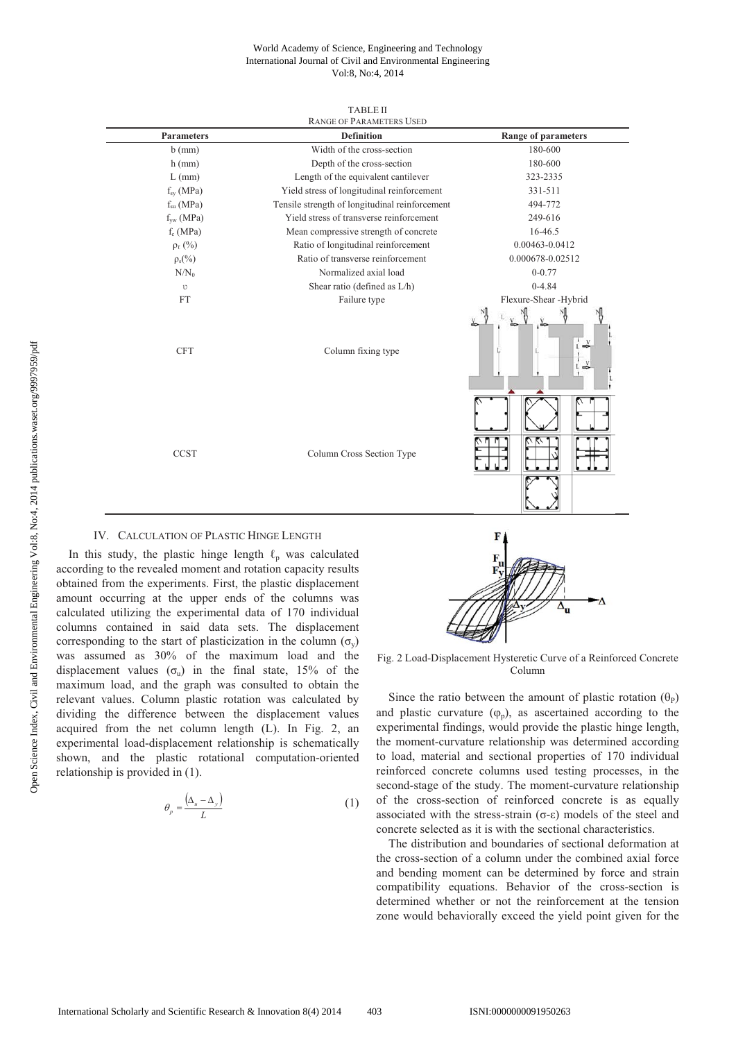TABLE II
RANGE OF PARAMETERS USED

| Parameters | Definition | Range of parameters |
|---|---|---|
| b (mm) | Width of the cross-section | 180-600 |
| h (mm) | Depth of the cross-section | 180-600 |
| L (mm) | Length of the equivalent cantilever | 323-2335 |
| $f_{sy}$ (MPa) | Yield stress of longitudinal reinforcement | 331-511 |
| $f_{su}$ (MPa) | Tensile strength of longitudinal reinforcement | 494-772 |
| $f_{yw}$ (MPa) | Yield stress of transverse reinforcement | 249-616 |
| $f_c$ (MPa) | Mean compressive strength of concrete | 16-46.5 |
| $\rho_\ell$ (%) | Ratio of longitudinal reinforcement | 0.00463-0.0412 |
| $\rho_s$(%) | Ratio of transverse reinforcement | 0.000678-0.02512 |
| $N/N_0$ | Normalized axial load | 0-0.77 |
| $\upsilon$ | Shear ratio (defined as L/h) | 0-4.84 |
| FT | Failure type | Flexure-Shear -Hybrid |
| CFT | Column fixing type | |
| CCST | Column Cross Section Type | |

## IV. Calculation of Plastic Hinge Length

In this study, the plastic hinge length $\ell_p$ was calculated according to the revealed moment and rotation capacity results obtained from the experiments. First, the plastic displacement amount occurring at the upper ends of the columns was calculated utilizing the experimental data of 170 individual columns contained in said data sets. The displacement corresponding to the start of plasticization in the column ($\sigma_y$) was assumed as 30% of the maximum load and the displacement values ($\sigma_u$) in the final state, 15% of the maximum load, and the graph was consulted to obtain the relevant values. Column plastic rotation was calculated by dividing the difference between the displacement values acquired from the net column length (L). In Fig. 2, an experimental load-displacement relationship is schematically shown, and the plastic rotational computation-oriented relationship is provided in (1).

$$\theta_p = \frac{(\Delta_u - \Delta_y)}{L} \tag{1}$$

Fig. 2 Load-Displacement Hysteretic Curve of a Reinforced Concrete Column

Since the ratio between the amount of plastic rotation ($\theta_P$) and plastic curvature ($\varphi_p$), as ascertained according to the experimental findings, would provide the plastic hinge length, the moment-curvature relationship was determined according to load, material and sectional properties of 170 individual reinforced concrete columns used testing processes, in the second-stage of the study. The moment-curvature relationship of the cross-section of reinforced concrete is as equally associated with the stress-strain ($\sigma$-$\varepsilon$) models of the steel and concrete selected as it is with the sectional characteristics.

The distribution and boundaries of sectional deformation at the cross-section of a column under the combined axial force and bending moment can be determined by force and strain compatibility equations. Behavior of the cross-section is determined whether or not the reinforcement at the tension zone would behaviorally exceed the yield point given for the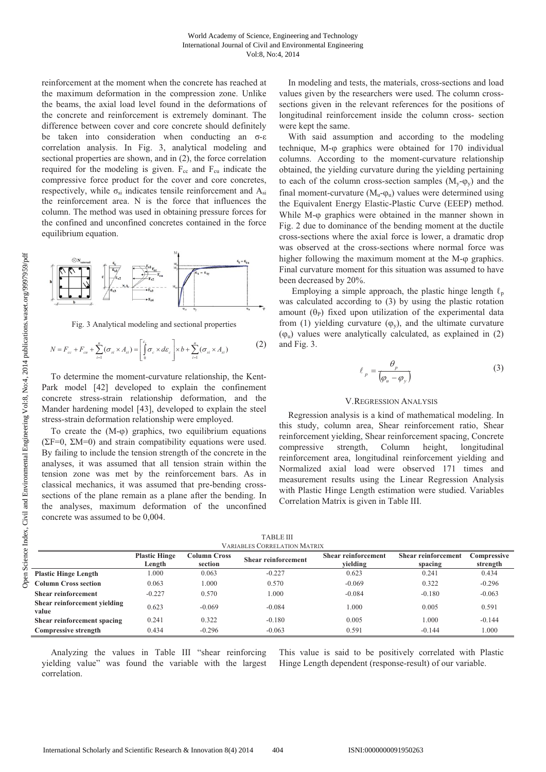reinforcement at the moment when the concrete has reached at the maximum deformation in the compression zone. Unlike the beams, the axial load level found in the deformations of the concrete and reinforcement is extremely dominant. The difference between cover and core concrete should definitely be taken into consideration when conducting an σ-ε correlation analysis. In Fig. 3, analytical modeling and sectional properties are shown, and in (2), the force correlation required for the modeling is given. $F_{cc}$ and $F_{cu}$ indicate the compressive force product for the cover and core concretes, respectively, while $\sigma_{si}$ indicates tensile reinforcement and $A_{si}$ the reinforcement area. N is the force that influences the column. The method was used in obtaining pressure forces for the confined and unconfined concretes contained in the force equilibrium equation.

Fig. 3 Analytical modeling and sectional properties

$$N = F_{cc} + F_{cu} + \sum_{i=1}^{n}(\sigma_{si} \times A_{si}) = \left[\int_{0}^{\varepsilon_c} \sigma_c \times d\varepsilon_c\right] \times b + \sum_{i=1}^{n}(\sigma_{si} \times A_{si}) \tag{2}$$

To determine the moment-curvature relationship, the Kent-Park model [42] developed to explain the confinement concrete stress-strain relationship deformation, and the Mander hardening model [43], developed to explain the steel stress-strain deformation relationship were employed.

To create the (M-φ) graphics, two equilibrium equations (ΣF=0, ΣM=0) and strain compatibility equations were used. By failing to include the tension strength of the concrete in the analyses, it was assumed that all tension strain within the tension zone was met by the reinforcement bars. As in classical mechanics, it was assumed that pre-bending cross-sections of the plane remain as a plane after the bending. In the analyses, maximum deformation of the unconfined concrete was assumed to be 0,004.

In modeling and tests, the materials, cross-sections and load values given by the researchers were used. The column cross-sections given in the relevant references for the positions of longitudinal reinforcement inside the column cross- section were kept the same.

With said assumption and according to the modeling technique, M-φ graphics were obtained for 170 individual columns. According to the moment-curvature relationship obtained, the yielding curvature during the yielding pertaining to each of the column cross-section samples ($M_y$-$\varphi_y$) and the final moment-curvature ($M_u$-$\varphi_u$) values were determined using the Equivalent Energy Elastic-Plastic Curve (EEEP) method. While M-φ graphics were obtained in the manner shown in Fig. 2 due to dominance of the bending moment at the ductile cross-sections where the axial force is lower, a dramatic drop was observed at the cross-sections where normal force was higher following the maximum moment at the M-φ graphics. Final curvature moment for this situation was assumed to have been decreased by 20%.

Employing a simple approach, the plastic hinge length $\ell_p$ was calculated according to (3) by using the plastic rotation amount ($\theta_P$) fixed upon utilization of the experimental data from (1) yielding curvature ($\varphi_y$), and the ultimate curvature ($\varphi_u$) values were analytically calculated, as explained in (2) and Fig. 3.

$$\ell_p = \frac{\theta_p}{(\varphi_u - \varphi_y)} \tag{3}$$

## V. Regression Analysis

Regression analysis is a kind of mathematical modeling. In this study, column area, Shear reinforcement ratio, Shear reinforcement yielding, Shear reinforcement spacing, Concrete compressive strength, Column height, longitudinal reinforcement area, longitudinal reinforcement yielding and Normalized axial load were observed 171 times and measurement results using the Linear Regression Analysis with Plastic Hinge Length estimation were studied. Variables Correlation Matrix is given in Table III.

TABLE III
Variables Correlation Matrix

| | Plastic Hinge Length | Column Cross section | Shear reinforcement | Shear reinforcement yielding | Shear reinforcement spacing | Compressive strength |
|---|---|---|---|---|---|---|
| **Plastic Hinge Length** | 1.000 | 0.063 | -0.227 | 0.623 | 0.241 | 0.434 |
| **Column Cross section** | 0.063 | 1.000 | 0.570 | -0.069 | 0.322 | -0.296 |
| **Shear reinforcement** | -0.227 | 0.570 | 1.000 | -0.084 | -0.180 | -0.063 |
| **Shear reinforcement yielding value** | 0.623 | -0.069 | -0.084 | 1.000 | 0.005 | 0.591 |
| **Shear reinforcement spacing** | 0.241 | 0.322 | -0.180 | 0.005 | 1.000 | -0.144 |
| **Compressive strength** | 0.434 | -0.296 | -0.063 | 0.591 | -0.144 | 1.000 |

Analyzing the values in Table III "shear reinforcing yielding value" was found the variable with the largest correlation. This value is said to be positively correlated with Plastic Hinge Length dependent (response-result) of our variable.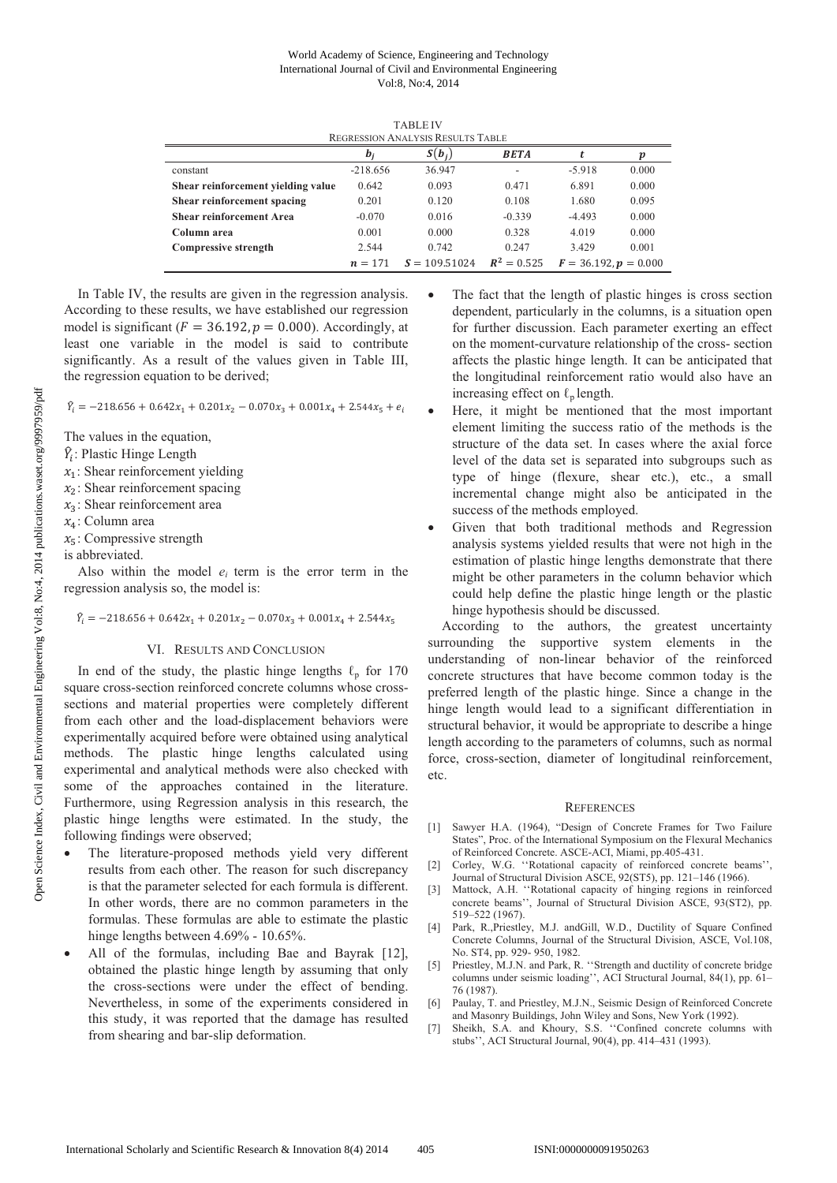TABLE IV
REGRESSION ANALYSIS RESULTS TABLE

| | $b_j$ | $S(b_j)$ | *BETA* | $t$ | $p$ |
|---|---|---|---|---|---|
| constant | -218.656 | 36.947 | - | -5.918 | 0.000 |
| **Shear reinforcement yielding value** | 0.642 | 0.093 | 0.471 | 6.891 | 0.000 |
| **Shear reinforcement spacing** | 0.201 | 0.120 | 0.108 | 1.680 | 0.095 |
| **Shear reinforcement Area** | -0.070 | 0.016 | -0.339 | -4.493 | 0.000 |
| **Column area** | 0.001 | 0.000 | 0.328 | 4.019 | 0.000 |
| **Compressive strength** | 2.544 | 0.742 | 0.247 | 3.429 | 0.001 |
| | $n = 171$ | $S = 109.51024$ | $R^2 = 0.525$ | $F = 36.192, p = 0.000$ | |

In Table IV, the results are given in the regression analysis. According to these results, we have established our regression model is significant ($F = 36.192, p = 0.000$). Accordingly, at least one variable in the model is said to contribute significantly. As a result of the values given in Table III, the regression equation to be derived;

$$\hat{Y}_i = -218.656 + 0.642x_1 + 0.201x_2 - 0.070x_3 + 0.001x_4 + 2.544x_5 + e_i$$

The values in the equation,

$\hat{Y}_i$: Plastic Hinge Length

$x_1$: Shear reinforcement yielding

$x_2$: Shear reinforcement spacing

$x_3$: Shear reinforcement area

$x_4$: Column area

$x_5$: Compressive strength

is abbreviated.

Also within the model $e_i$ term is the error term in the regression analysis so, the model is:

$$\hat{Y}_i = -218.656 + 0.642x_1 + 0.201x_2 - 0.070x_3 + 0.001x_4 + 2.544x_5$$

## VI. RESULTS AND CONCLUSION

In end of the study, the plastic hinge lengths $\ell_p$ for 170 square cross-section reinforced concrete columns whose cross-sections and material properties were completely different from each other and the load-displacement behaviors were experimentally acquired before were obtained using analytical methods. The plastic hinge lengths calculated using experimental and analytical methods were also checked with some of the approaches contained in the literature. Furthermore, using Regression analysis in this research, the plastic hinge lengths were estimated. In the study, the following findings were observed;

- The literature-proposed methods yield very different results from each other. The reason for such discrepancy is that the parameter selected for each formula is different. In other words, there are no common parameters in the formulas. These formulas are able to estimate the plastic hinge lengths between 4.69% - 10.65%.
- All of the formulas, including Bae and Bayrak [12], obtained the plastic hinge length by assuming that only the cross-sections were under the effect of bending. Nevertheless, in some of the experiments considered in this study, it was reported that the damage has resulted from shearing and bar-slip deformation.
- The fact that the length of plastic hinges is cross section dependent, particularly in the columns, is a situation open for further discussion. Each parameter exerting an effect on the moment-curvature relationship of the cross- section affects the plastic hinge length. It can be anticipated that the longitudinal reinforcement ratio would also have an increasing effect on $\ell_p$ length.
- Here, it might be mentioned that the most important element limiting the success ratio of the methods is the structure of the data set. In cases where the axial force level of the data set is separated into subgroups such as type of hinge (flexure, shear etc.), etc., a small incremental change might also be anticipated in the success of the methods employed.
- Given that both traditional methods and Regression analysis systems yielded results that were not high in the estimation of plastic hinge lengths demonstrate that there might be other parameters in the column behavior which could help define the plastic hinge length or the plastic hinge hypothesis should be discussed.

According to the authors, the greatest uncertainty surrounding the supportive system elements in the understanding of non-linear behavior of the reinforced concrete structures that have become common today is the preferred length of the plastic hinge. Since a change in the hinge length would lead to a significant differentiation in structural behavior, it would be appropriate to describe a hinge length according to the parameters of columns, such as normal force, cross-section, diameter of longitudinal reinforcement, etc.

## REFERENCES

[1] Sawyer H.A. (1964), "Design of Concrete Frames for Two Failure States", Proc. of the International Symposium on the Flexural Mechanics of Reinforced Concrete. ASCE-ACI, Miami, pp.405-431.

[2] Corley, W.G. ''Rotational capacity of reinforced concrete beams'', Journal of Structural Division ASCE, 92(ST5), pp. 121–146 (1966).

[3] Mattock, A.H. ''Rotational capacity of hinging regions in reinforced concrete beams'', Journal of Structural Division ASCE, 93(ST2), pp. 519–522 (1967).

[4] Park, R.,Priestley, M.J. andGill, W.D., Ductility of Square Confined Concrete Columns, Journal of the Structural Division, ASCE, Vol.108, No. ST4, pp. 929- 950, 1982.

[5] Priestley, M.J.N. and Park, R. ''Strength and ductility of concrete bridge columns under seismic loading'', ACI Structural Journal, 84(1), pp. 61–76 (1987).

[6] Paulay, T. and Priestley, M.J.N., Seismic Design of Reinforced Concrete and Masonry Buildings, John Wiley and Sons, New York (1992).

[7] Sheikh, S.A. and Khoury, S.S. ''Confined concrete columns with stubs'', ACI Structural Journal, 90(4), pp. 414–431 (1993).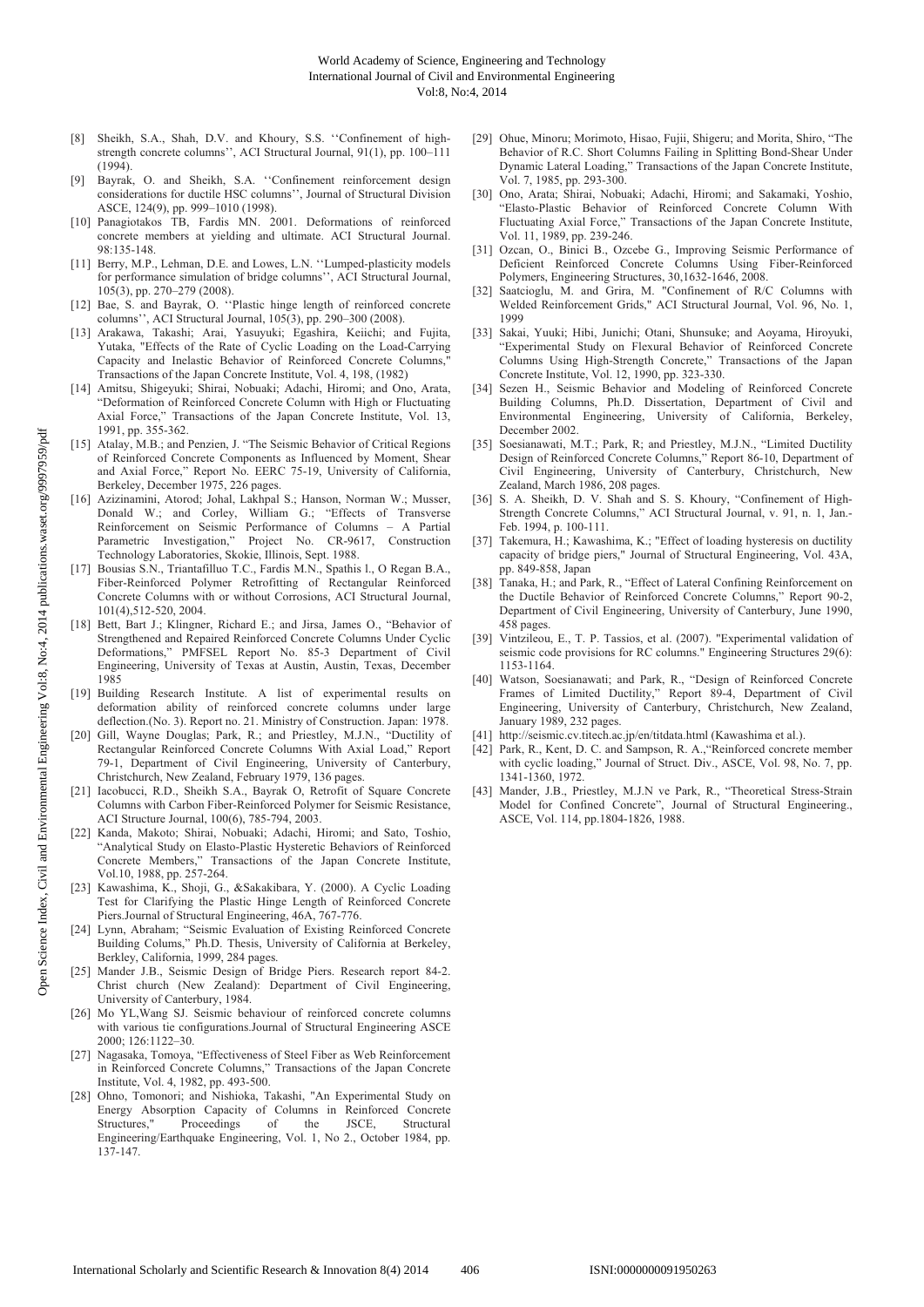[8] Sheikh, S.A., Shah, D.V. and Khoury, S.S. ''Confinement of high-strength concrete columns'', ACI Structural Journal, 91(1), pp. 100–111 (1994).

[9] Bayrak, O. and Sheikh, S.A. ''Confinement reinforcement design considerations for ductile HSC columns'', Journal of Structural Division ASCE, 124(9), pp. 999–1010 (1998).

[10] Panagiotakos TB, Fardis MN. 2001. Deformations of reinforced concrete members at yielding and ultimate. ACI Structural Journal. 98:135-148.

[11] Berry, M.P., Lehman, D.E. and Lowes, L.N. ''Lumped-plasticity models for performance simulation of bridge columns'', ACI Structural Journal, 105(3), pp. 270–279 (2008).

[12] Bae, S. and Bayrak, O. ''Plastic hinge length of reinforced concrete columns'', ACI Structural Journal, 105(3), pp. 290–300 (2008).

[13] Arakawa, Takashi; Arai, Yasuyuki; Egashira, Keiichi; and Fujita, Yutaka, "Effects of the Rate of Cyclic Loading on the Load-Carrying Capacity and Inelastic Behavior of Reinforced Concrete Columns," Transactions of the Japan Concrete Institute, Vol. 4, 198, (1982)

[14] Amitsu, Shigeyuki; Shirai, Nobuaki; Adachi, Hiromi; and Ono, Arata, "Deformation of Reinforced Concrete Column with High or Fluctuating Axial Force," Transactions of the Japan Concrete Institute, Vol. 13, 1991, pp. 355-362.

[15] Atalay, M.B.; and Penzien, J. "The Seismic Behavior of Critical Regions of Reinforced Concrete Components as Influenced by Moment, Shear and Axial Force," Report No. EERC 75-19, University of California, Berkeley, December 1975, 226 pages.

[16] Azizinamini, Atorod; Johal, Lakhpal S.; Hanson, Norman W.; Musser, Donald W.; and Corley, William G.; "Effects of Transverse Reinforcement on Seismic Performance of Columns – A Partial Parametric Investigation," Project No. CR-9617, Construction Technology Laboratories, Skokie, Illinois, Sept. 1988.

[17] Bousias S.N., Triantafilluo T.C., Fardis M.N., Spathis l., O Regan B.A., Fiber-Reinforced Polymer Retrofitting of Rectangular Reinforced Concrete Columns with or without Corrosions, ACI Structural Journal, 101(4),512-520, 2004.

[18] Bett, Bart J.; Klingner, Richard E.; and Jirsa, James O., "Behavior of Strengthened and Repaired Reinforced Concrete Columns Under Cyclic Deformations," PMFSEL Report No. 85-3 Department of Civil Engineering, University of Texas at Austin, Austin, Texas, December 1985

[19] Building Research Institute. A list of experimental results on deformation ability of reinforced concrete columns under large deflection.(No. 3). Report no. 21. Ministry of Construction. Japan: 1978.

[20] Gill, Wayne Douglas; Park, R.; and Priestley, M.J.N., "Ductility of Rectangular Reinforced Concrete Columns With Axial Load," Report 79-1, Department of Civil Engineering, University of Canterbury, Christchurch, New Zealand, February 1979, 136 pages.

[21] Iacobucci, R.D., Sheikh S.A., Bayrak O, Retrofit of Square Concrete Columns with Carbon Fiber-Reinforced Polymer for Seismic Resistance, ACI Structure Journal, 100(6), 785-794, 2003.

[22] Kanda, Makoto; Shirai, Nobuaki; Adachi, Hiromi; and Sato, Toshio, "Analytical Study on Elasto-Plastic Hysteretic Behaviors of Reinforced Concrete Members," Transactions of the Japan Concrete Institute, Vol.10, 1988, pp. 257-264.

[23] Kawashima, K., Shoji, G., &Sakakibara, Y. (2000). A Cyclic Loading Test for Clarifying the Plastic Hinge Length of Reinforced Concrete Piers.Journal of Structural Engineering, 46A, 767-776.

[24] Lynn, Abraham; "Seismic Evaluation of Existing Reinforced Concrete Building Colums," Ph.D. Thesis, University of California at Berkeley, Berkley, California, 1999, 284 pages.

[25] Mander J.B., Seismic Design of Bridge Piers. Research report 84-2. Christ church (New Zealand): Department of Civil Engineering, University of Canterbury, 1984.

[26] Mo YL,Wang SJ. Seismic behaviour of reinforced concrete columns with various tie configurations.Journal of Structural Engineering ASCE 2000; 126:1122–30.

[27] Nagasaka, Tomoya, "Effectiveness of Steel Fiber as Web Reinforcement in Reinforced Concrete Columns," Transactions of the Japan Concrete Institute, Vol. 4, 1982, pp. 493-500.

[28] Ohno, Tomonori; and Nishioka, Takashi, "An Experimental Study on Energy Absorption Capacity of Columns in Reinforced Concrete Structures," Proceedings of the JSCE, Structural Engineering/Earthquake Engineering, Vol. 1, No 2., October 1984, pp. 137-147.

[29] Ohue, Minoru; Morimoto, Hisao, Fujii, Shigeru; and Morita, Shiro, "The Behavior of R.C. Short Columns Failing in Splitting Bond-Shear Under Dynamic Lateral Loading," Transactions of the Japan Concrete Institute, Vol. 7, 1985, pp. 293-300.

[30] Ono, Arata; Shirai, Nobuaki; Adachi, Hiromi; and Sakamaki, Yoshio, "Elasto-Plastic Behavior of Reinforced Concrete Column With Fluctuating Axial Force," Transactions of the Japan Concrete Institute, Vol. 11, 1989, pp. 239-246.

[31] Ozcan, O., Binici B., Ozcebe G., Improving Seismic Performance of Deficient Reinforced Concrete Columns Using Fiber-Reinforced Polymers, Engineering Structures, 30,1632-1646, 2008.

[32] Saatcioglu, M. and Grira, M. "Confinement of R/C Columns with Welded Reinforcement Grids," ACI Structural Journal, Vol. 96, No. 1, 1999

[33] Sakai, Yuuki; Hibi, Junichi; Otani, Shunsuke; and Aoyama, Hiroyuki, "Experimental Study on Flexural Behavior of Reinforced Concrete Columns Using High-Strength Concrete," Transactions of the Japan Concrete Institute, Vol. 12, 1990, pp. 323-330.

[34] Sezen H., Seismic Behavior and Modeling of Reinforced Concrete Building Columns, Ph.D. Dissertation, Department of Civil and Environmental Engineering, University of California, Berkeley, December 2002.

[35] Soesianawati, M.T.; Park, R; and Priestley, M.J.N., "Limited Ductility Design of Reinforced Concrete Columns," Report 86-10, Department of Civil Engineering, University of Canterbury, Christchurch, New Zealand, March 1986, 208 pages.

[36] S. A. Sheikh, D. V. Shah and S. S. Khoury, "Confinement of High-Strength Concrete Columns," ACI Structural Journal, v. 91, n. 1, Jan.-Feb. 1994, p. 100-111.

[37] Takemura, H.; Kawashima, K.; "Effect of loading hysteresis on ductility capacity of bridge piers," Journal of Structural Engineering, Vol. 43A, pp. 849-858, Japan

[38] Tanaka, H.; and Park, R., "Effect of Lateral Confining Reinforcement on the Ductile Behavior of Reinforced Concrete Columns," Report 90-2, Department of Civil Engineering, University of Canterbury, June 1990, 458 pages.

[39] Vintzileou, E., T. P. Tassios, et al. (2007). "Experimental validation of seismic code provisions for RC columns." Engineering Structures 29(6): 1153-1164.

[40] Watson, Soesianawati; and Park, R., "Design of Reinforced Concrete Frames of Limited Ductility," Report 89-4, Department of Civil Engineering, University of Canterbury, Christchurch, New Zealand, January 1989, 232 pages.

[41] http://seismic.cv.titech.ac.jp/en/titdata.html (Kawashima et al.).

[42] Park, R., Kent, D. C. and Sampson, R. A.,"Reinforced concrete member with cyclic loading," Journal of Struct. Div., ASCE, Vol. 98, No. 7, pp. 1341-1360, 1972.

[43] Mander, J.B., Priestley, M.J.N ve Park, R., "Theoretical Stress-Strain Model for Confined Concrete", Journal of Structural Engineering., ASCE, Vol. 114, pp.1804-1826, 1988.